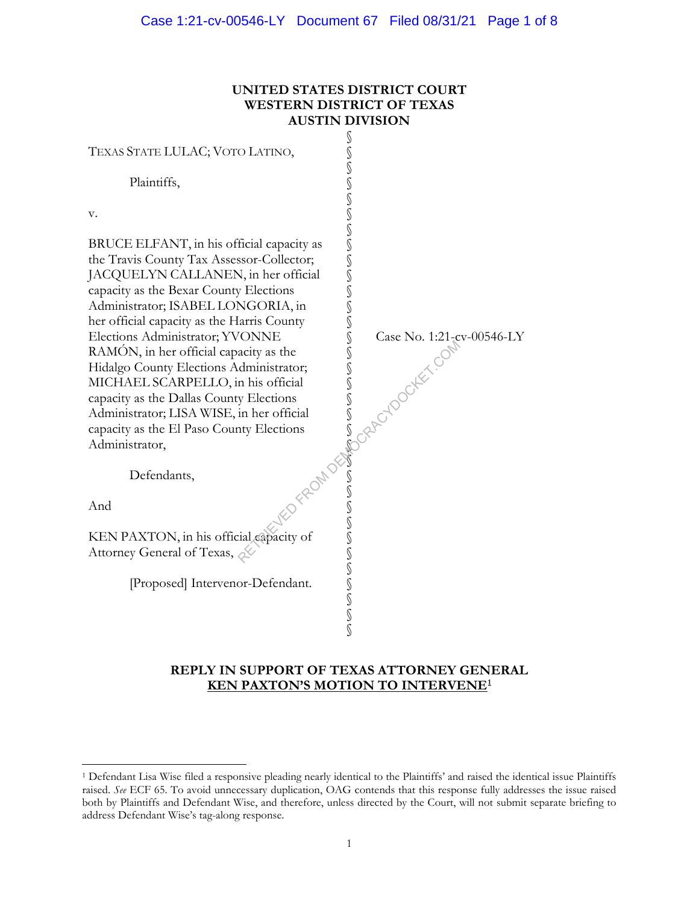**UNITED STATES DISTRICT COURT**
**WESTERN DISTRICT OF TEXAS**
**AUSTIN DIVISION**

TEXAS STATE LULAC; VOTO LATINO,

Plaintiffs,

v.

BRUCE ELFANT, in his official capacity as the Travis County Tax Assessor-Collector; JACQUELYN CALLANEN, in her official capacity as the Bexar County Elections Administrator; ISABEL LONGORIA, in her official capacity as the Harris County Elections Administrator; YVONNE RAMÓN, in her official capacity as the Hidalgo County Elections Administrator; MICHAEL SCARPELLO, in his official capacity as the Dallas County Elections Administrator; LISA WISE, in her official capacity as the El Paso County Elections Administrator,

Defendants,

And

KEN PAXTON, in his official capacity of Attorney General of Texas,

[Proposed] Intervenor-Defendant.

Case No. 1:21-cv-00546-LY

**REPLY IN SUPPORT OF TEXAS ATTORNEY GENERAL**
**KEN PAXTON'S MOTION TO INTERVENE[1]**

---

[1] Defendant Lisa Wise filed a responsive pleading nearly identical to the Plaintiffs' and raised the identical issue Plaintiffs raised. *See* ECF 65. To avoid unnecessary duplication, OAG contends that this response fully addresses the issue raised both by Plaintiffs and Defendant Wise, and therefore, unless directed by the Court, will not submit separate briefing to address Defendant Wise's tag-along response.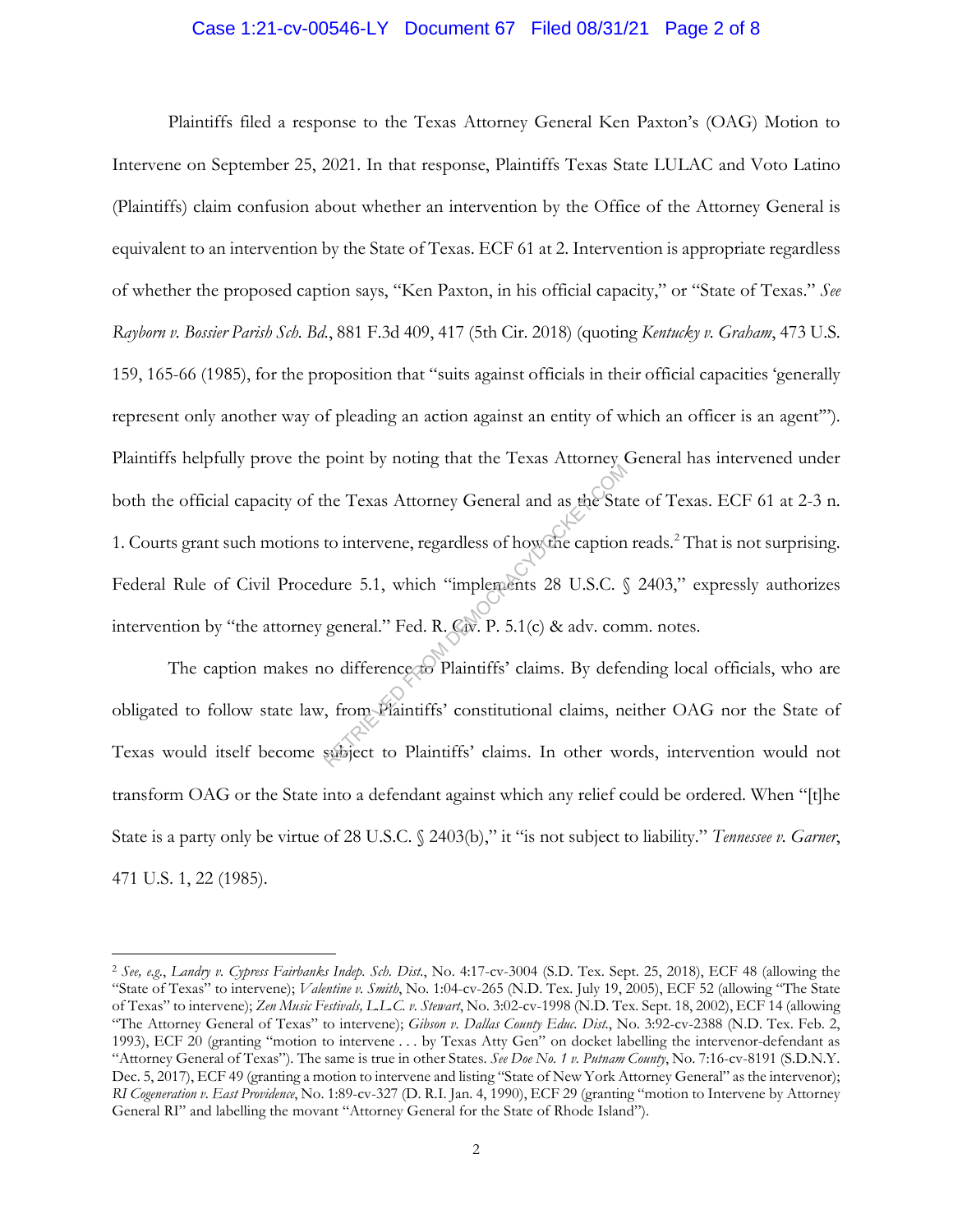Plaintiffs filed a response to the Texas Attorney General Ken Paxton's (OAG) Motion to Intervene on September 25, 2021. In that response, Plaintiffs Texas State LULAC and Voto Latino (Plaintiffs) claim confusion about whether an intervention by the Office of the Attorney General is equivalent to an intervention by the State of Texas. ECF 61 at 2. Intervention is appropriate regardless of whether the proposed caption says, "Ken Paxton, in his official capacity," or "State of Texas." *See Rayborn v. Bossier Parish Sch. Bd.*, 881 F.3d 409, 417 (5th Cir. 2018) (quoting *Kentucky v. Graham*, 473 U.S. 159, 165-66 (1985), for the proposition that "suits against officials in their official capacities 'generally represent only another way of pleading an action against an entity of which an officer is an agent'"). Plaintiffs helpfully prove the point by noting that the Texas Attorney General has intervened under both the official capacity of the Texas Attorney General and as the State of Texas. ECF 61 at 2-3 n. 1. Courts grant such motions to intervene, regardless of how the caption reads.[2] That is not surprising. Federal Rule of Civil Procedure 5.1, which "implements 28 U.S.C. § 2403," expressly authorizes intervention by "the attorney general." Fed. R. Civ. P. 5.1(c) & adv. comm. notes.

The caption makes no difference to Plaintiffs' claims. By defending local officials, who are obligated to follow state law, from Plaintiffs' constitutional claims, neither OAG nor the State of Texas would itself become subject to Plaintiffs' claims. In other words, intervention would not transform OAG or the State into a defendant against which any relief could be ordered. When "[t]he State is a party only be virtue of 28 U.S.C. § 2403(b)," it "is not subject to liability." *Tennessee v. Garner*, 471 U.S. 1, 22 (1985).

---

[2] *See, e.g.*, *Landry v. Cypress Fairbanks Indep. Sch. Dist.*, No. 4:17-cv-3004 (S.D. Tex. Sept. 25, 2018), ECF 48 (allowing the "State of Texas" to intervene); *Valentine v. Smith*, No. 1:04-cv-265 (N.D. Tex. July 19, 2005), ECF 52 (allowing "The State of Texas" to intervene); *Zen Music Festivals, L.L.C. v. Stewart*, No. 3:02-cv-1998 (N.D. Tex. Sept. 18, 2002), ECF 14 (allowing "The Attorney General of Texas" to intervene); *Gibson v. Dallas County Educ. Dist.*, No. 3:92-cv-2388 (N.D. Tex. Feb. 2, 1993), ECF 20 (granting "motion to intervene . . . by Texas Atty Gen" on docket labelling the intervenor-defendant as "Attorney General of Texas"). The same is true in other States. *See Doe No. 1 v. Putnam County*, No. 7:16-cv-8191 (S.D.N.Y. Dec. 5, 2017), ECF 49 (granting a motion to intervene and listing "State of New York Attorney General" as the intervenor); *RI Cogeneration v. East Providence*, No. 1:89-cv-327 (D. R.I. Jan. 4, 1990), ECF 29 (granting "motion to Intervene by Attorney General RI" and labelling the movant "Attorney General for the State of Rhode Island").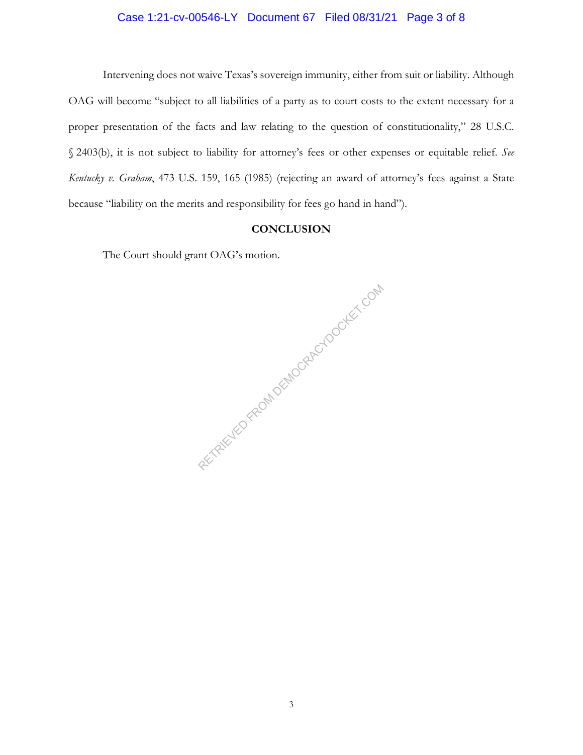Intervening does not waive Texas's sovereign immunity, either from suit or liability. Although OAG will become "subject to all liabilities of a party as to court costs to the extent necessary for a proper presentation of the facts and law relating to the question of constitutionality," 28 U.S.C. § 2403(b), it is not subject to liability for attorney's fees or other expenses or equitable relief. *See Kentucky v. Graham*, 473 U.S. 159, 165 (1985) (rejecting an award of attorney's fees against a State because "liability on the merits and responsibility for fees go hand in hand").

## CONCLUSION

The Court should grant OAG's motion.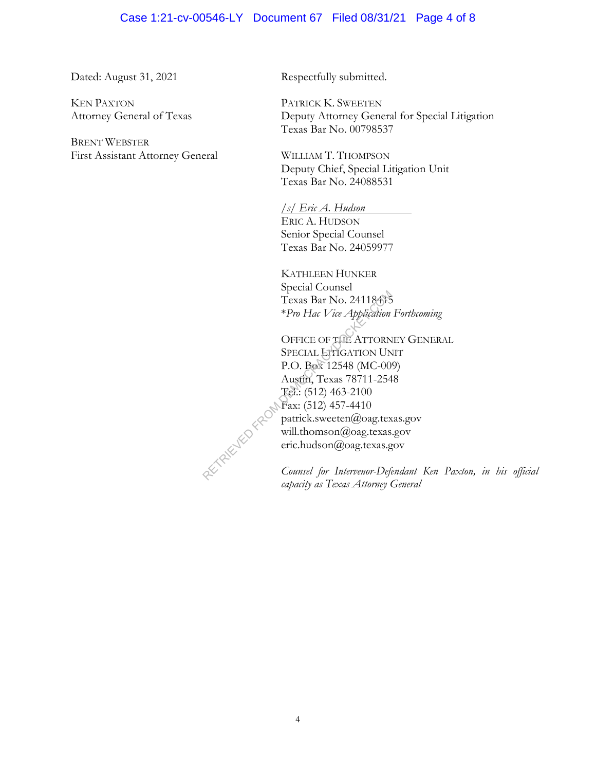Dated: August 31, 2021

KEN PAXTON
Attorney General of Texas

BRENT WEBSTER
First Assistant Attorney General

Respectfully submitted.

PATRICK K. SWEETEN
Deputy Attorney General for Special Litigation
Texas Bar No. 00798537

WILLIAM T. THOMPSON
Deputy Chief, Special Litigation Unit
Texas Bar No. 24088531

*/s/ Eric A. Hudson*
ERIC A. HUDSON
Senior Special Counsel
Texas Bar No. 24059977

KATHLEEN HUNKER
Special Counsel
Texas Bar No. 24118415
**Pro Hac Vice Application Forthcoming*

OFFICE OF THE ATTORNEY GENERAL
SPECIAL LITIGATION UNIT
P.O. Box 12548 (MC-009)
Austin, Texas 78711-2548
Tel.: (512) 463-2100
Fax: (512) 457-4410
patrick.sweeten@oag.texas.gov
will.thomson@oag.texas.gov
eric.hudson@oag.texas.gov

*Counsel for Intervenor-Defendant Ken Paxton, in his official capacity as Texas Attorney General*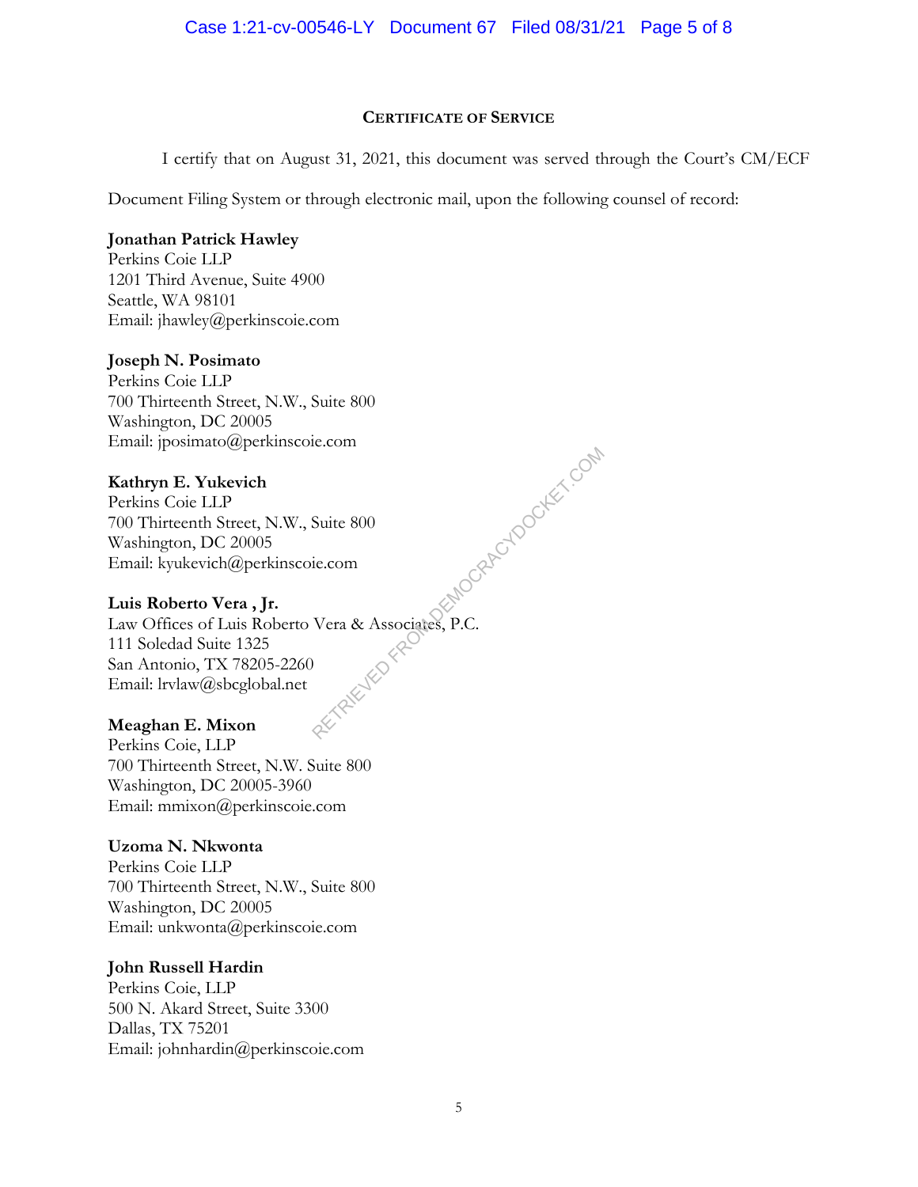**CERTIFICATE OF SERVICE**

I certify that on August 31, 2021, this document was served through the Court's CM/ECF Document Filing System or through electronic mail, upon the following counsel of record:

**Jonathan Patrick Hawley**
Perkins Coie LLP
1201 Third Avenue, Suite 4900
Seattle, WA 98101
Email: jhawley@perkinscoie.com

**Joseph N. Posimato**
Perkins Coie LLP
700 Thirteenth Street, N.W., Suite 800
Washington, DC 20005
Email: jposimato@perkinscoie.com

**Kathryn E. Yukevich**
Perkins Coie LLP
700 Thirteenth Street, N.W., Suite 800
Washington, DC 20005
Email: kyukevich@perkinscoie.com

**Luis Roberto Vera , Jr.**
Law Offices of Luis Roberto Vera & Associates, P.C.
111 Soledad Suite 1325
San Antonio, TX 78205-2260
Email: lrvlaw@sbcglobal.net

**Meaghan E. Mixon**
Perkins Coie, LLP
700 Thirteenth Street, N.W. Suite 800
Washington, DC 20005-3960
Email: mmixon@perkinscoie.com

**Uzoma N. Nkwonta**
Perkins Coie LLP
700 Thirteenth Street, N.W., Suite 800
Washington, DC 20005
Email: unkwonta@perkinscoie.com

**John Russell Hardin**
Perkins Coie, LLP
500 N. Akard Street, Suite 3300
Dallas, TX 75201
Email: johnhardin@perkinscoie.com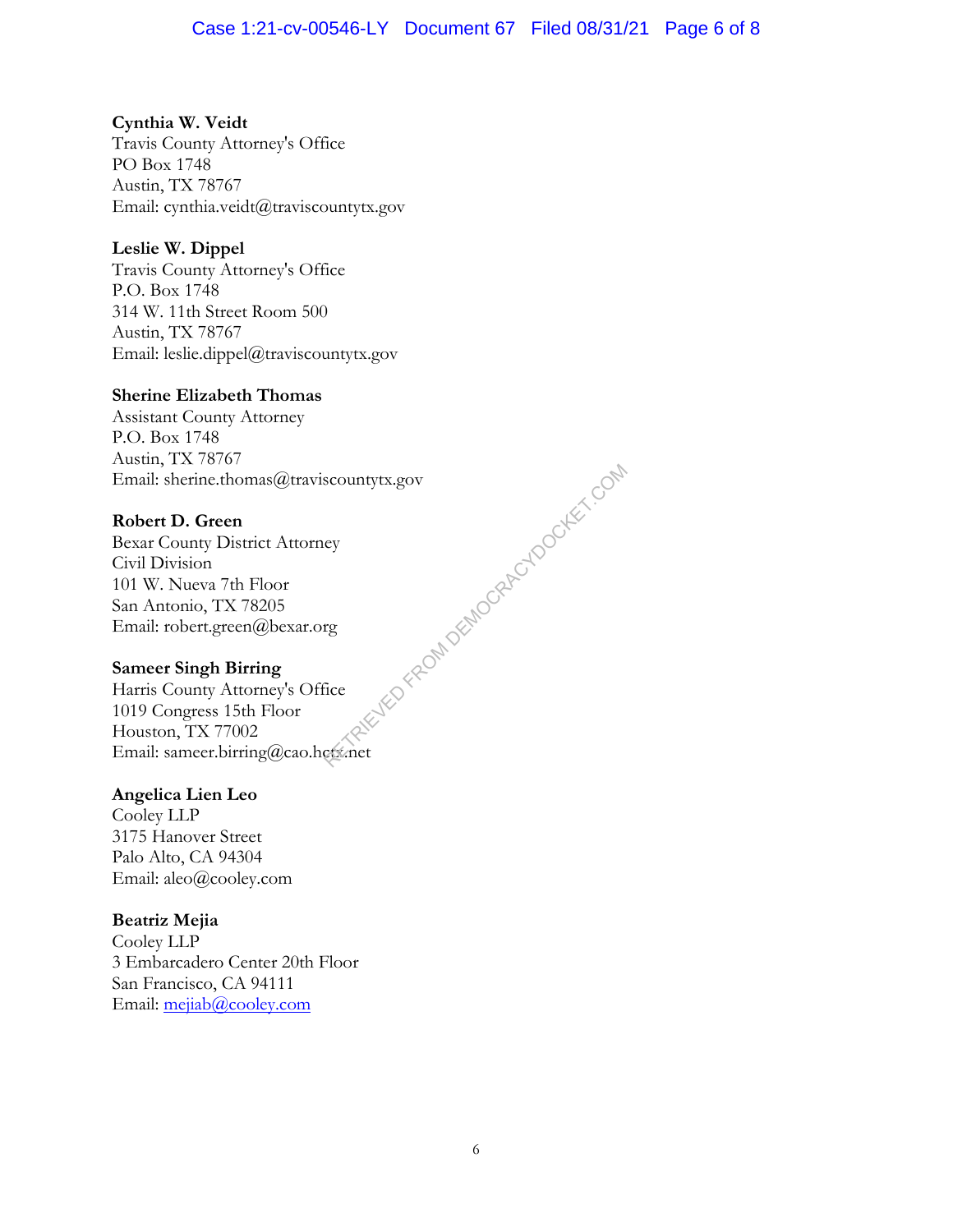**Cynthia W. Veidt**
Travis County Attorney's Office
PO Box 1748
Austin, TX 78767
Email: cynthia.veidt@traviscountytx.gov

**Leslie W. Dippel**
Travis County Attorney's Office
P.O. Box 1748
314 W. 11th Street Room 500
Austin, TX 78767
Email: leslie.dippel@traviscountytx.gov

**Sherine Elizabeth Thomas**
Assistant County Attorney
P.O. Box 1748
Austin, TX 78767
Email: sherine.thomas@traviscountytx.gov

**Robert D. Green**
Bexar County District Attorney
Civil Division
101 W. Nueva 7th Floor
San Antonio, TX 78205
Email: robert.green@bexar.org

**Sameer Singh Birring**
Harris County Attorney's Office
1019 Congress 15th Floor
Houston, TX 77002
Email: sameer.birring@cao.hctx.net

**Angelica Lien Leo**
Cooley LLP
3175 Hanover Street
Palo Alto, CA 94304
Email: aleo@cooley.com

**Beatriz Mejia**
Cooley LLP
3 Embarcadero Center 20th Floor
San Francisco, CA 94111
Email: mejiab@cooley.com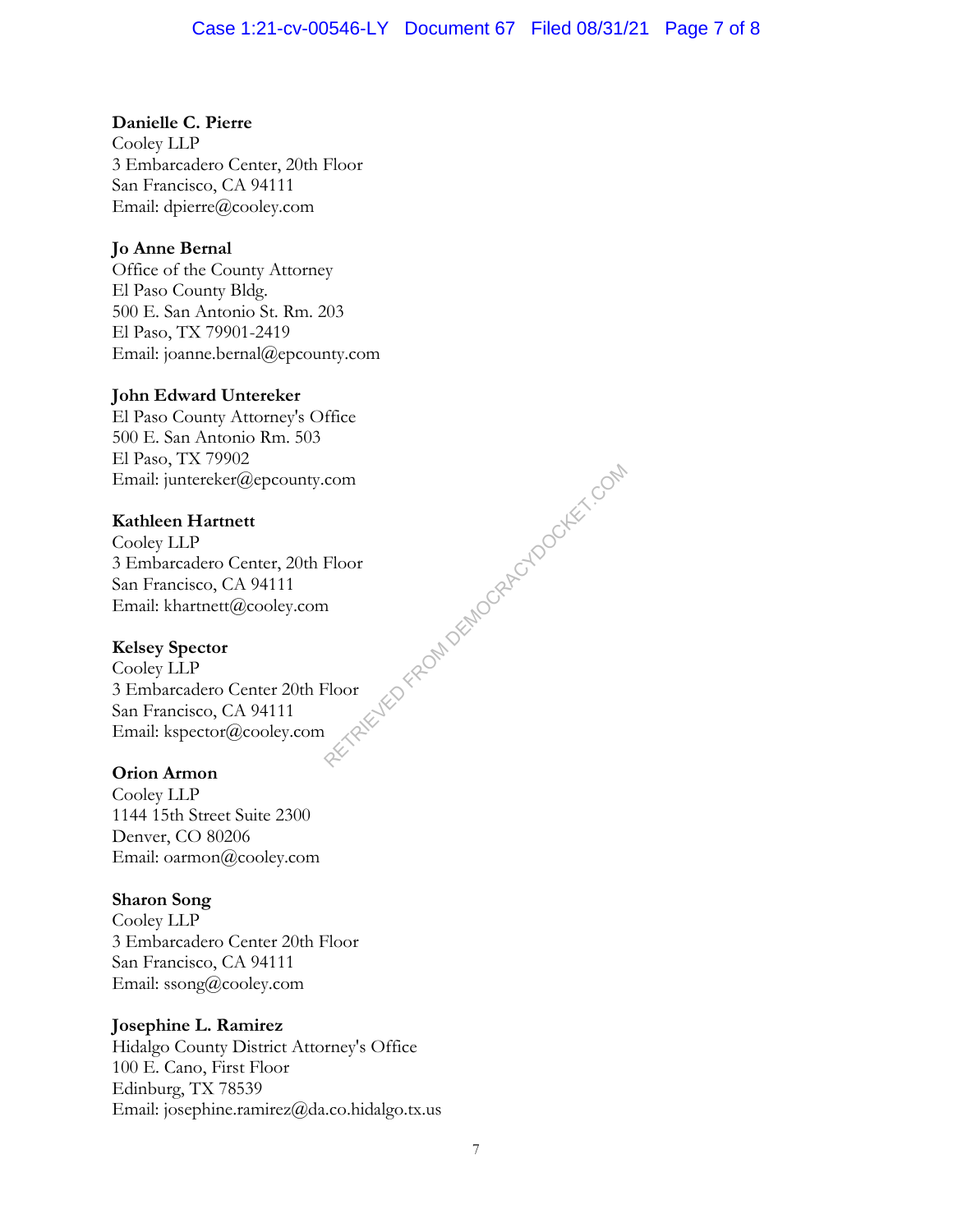**Danielle C. Pierre**
Cooley LLP
3 Embarcadero Center, 20th Floor
San Francisco, CA 94111
Email: dpierre@cooley.com

**Jo Anne Bernal**
Office of the County Attorney
El Paso County Bldg.
500 E. San Antonio St. Rm. 203
El Paso, TX 79901-2419
Email: joanne.bernal@epcounty.com

**John Edward Untereker**
El Paso County Attorney's Office
500 E. San Antonio Rm. 503
El Paso, TX 79902
Email: juntereker@epcounty.com

**Kathleen Hartnett**
Cooley LLP
3 Embarcadero Center, 20th Floor
San Francisco, CA 94111
Email: khartnett@cooley.com

**Kelsey Spector**
Cooley LLP
3 Embarcadero Center 20th Floor
San Francisco, CA 94111
Email: kspector@cooley.com

**Orion Armon**
Cooley LLP
1144 15th Street Suite 2300
Denver, CO 80206
Email: oarmon@cooley.com

**Sharon Song**
Cooley LLP
3 Embarcadero Center 20th Floor
San Francisco, CA 94111
Email: ssong@cooley.com

**Josephine L. Ramirez**
Hidalgo County District Attorney's Office
100 E. Cano, First Floor
Edinburg, TX 78539
Email: josephine.ramirez@da.co.hidalgo.tx.us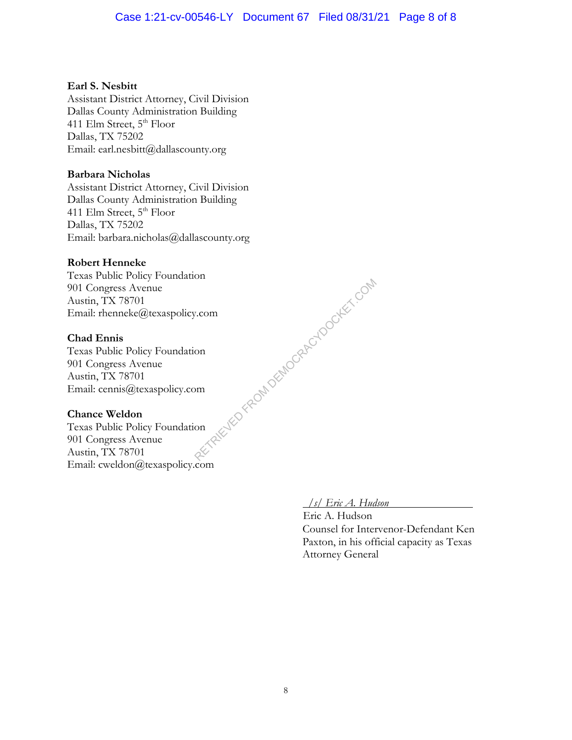**Earl S. Nesbitt**
Assistant District Attorney, Civil Division
Dallas County Administration Building
411 Elm Street, 5th Floor
Dallas, TX 75202
Email: earl.nesbitt@dallascounty.org

**Barbara Nicholas**
Assistant District Attorney, Civil Division
Dallas County Administration Building
411 Elm Street, 5th Floor
Dallas, TX 75202
Email: barbara.nicholas@dallascounty.org

**Robert Henneke**
Texas Public Policy Foundation
901 Congress Avenue
Austin, TX 78701
Email: rhenneke@texaspolicy.com

**Chad Ennis**
Texas Public Policy Foundation
901 Congress Avenue
Austin, TX 78701
Email: cennis@texaspolicy.com

**Chance Weldon**
Texas Public Policy Foundation
901 Congress Avenue
Austin, TX 78701
Email: cweldon@texaspolicy.com

*/s/ Eric A. Hudson*
Eric A. Hudson
Counsel for Intervenor-Defendant Ken Paxton, in his official capacity as Texas Attorney General